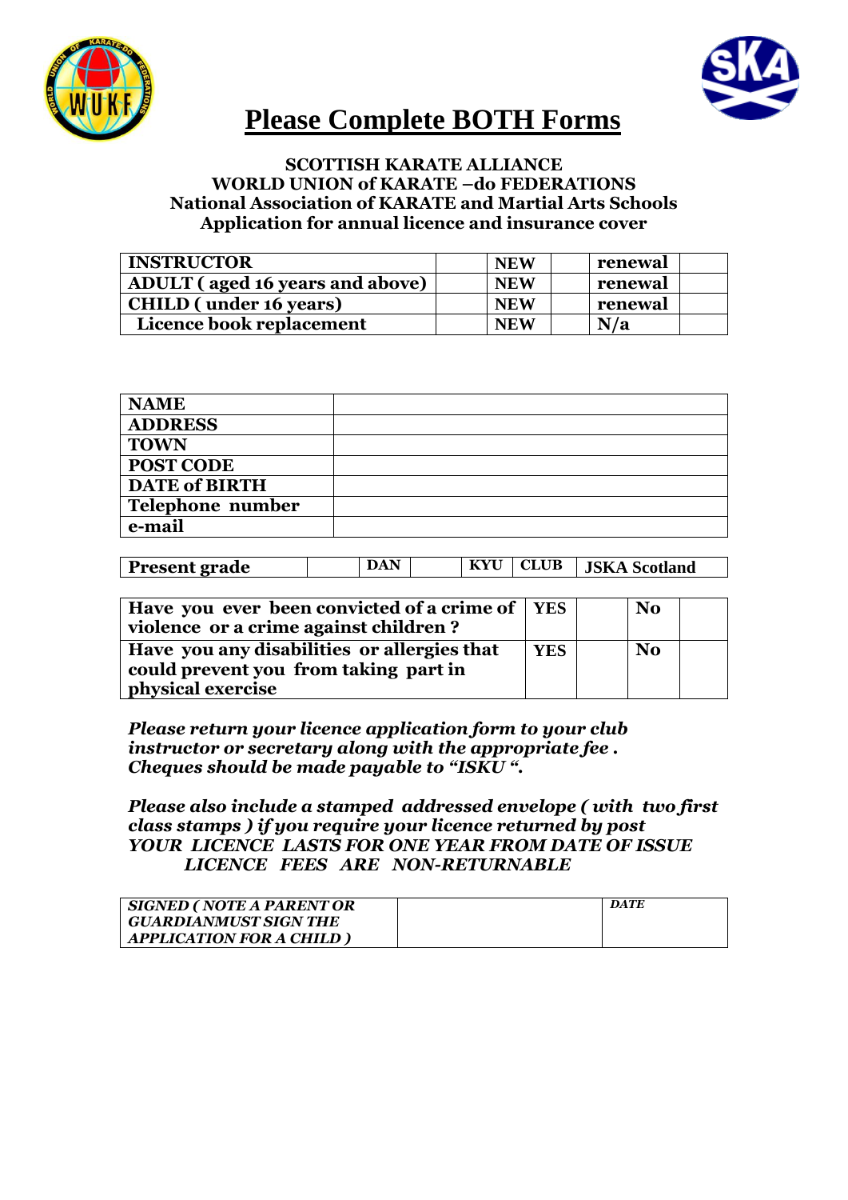# Please Complete BOTH Forms

**SCOTTISH KARATE ALLIANCE**
**WORLD UNION of KARATE –do FEDERATIONS**
**National Association of KARATE and Martial Arts Schools**
**Application for annual licence and insurance cover**

| | | | | | |
|---|---|---|---|---|---|
| **INSTRUCTOR** | | **NEW** | | **renewal** | |
| **ADULT ( aged 16 years and above)** | | **NEW** | | **renewal** | |
| **CHILD ( under 16 years)** | | **NEW** | | **renewal** | |
| **Licence book replacement** | | **NEW** | | **N/a** | |

| | |
|---|---|
| **NAME** | |
| **ADDRESS** | |
| **TOWN** | |
| **POST CODE** | |
| **DATE of BIRTH** | |
| **Telephone number** | |
| **e-mail** | |

| | | | | | | |
|---|---|---|---|---|---|---|
| **Present grade** | | **DAN** | | **KYU** | **CLUB** | **JSKA Scotland** |

| | | | | |
|---|---|---|---|---|
| **Have you ever been convicted of a crime of violence or a crime against children ?** | **YES** | | **No** | |
| **Have you any disabilities or allergies that could prevent you from taking part in physical exercise** | **YES** | | **No** | |

***Please return your licence application form to your club instructor or secretary along with the appropriate fee . Cheques should be made payable to "ISKU ".***

***Please also include a stamped addressed envelope ( with two first class stamps ) if you require your licence returned by post***
***YOUR LICENCE LASTS FOR ONE YEAR FROM DATE OF ISSUE***
***LICENCE FEES ARE NON-RETURNABLE***

| | | |
|---|---|---|
| ***SIGNED ( NOTE A PARENT OR GUARDIANMUST SIGN THE APPLICATION FOR A CHILD )*** | | ***DATE*** |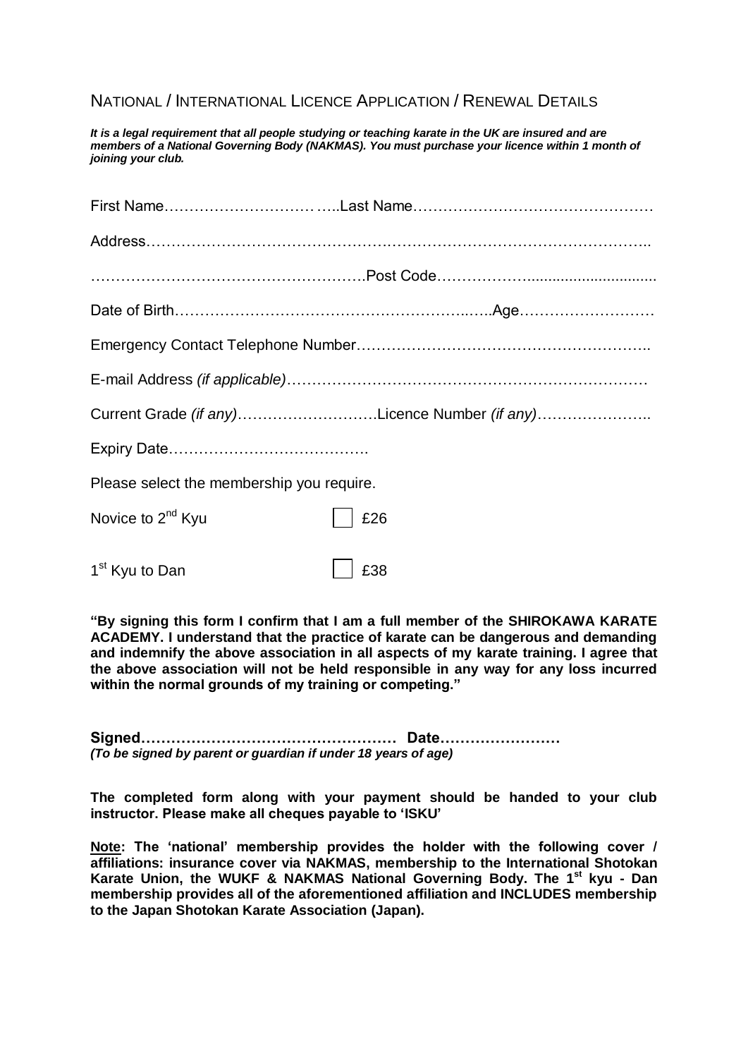# NATIONAL / INTERNATIONAL LICENCE APPLICATION / RENEWAL DETAILS

***It is a legal requirement that all people studying or teaching karate in the UK are insured and are members of a National Governing Body (NAKMAS). You must purchase your licence within 1 month of joining your club.***

First Name………………………… …..Last Name………………………………………

Address……………………………………………………………………………………..

…………………………………………….Post Code………………................................

Date of Birth…………………………………………………..…..Age………………………

Emergency Contact Telephone Number…………………………………………………..

E-mail Address *(if applicable)*………………………………………………………………

Current Grade *(if any)*……………………….Licence Number *(if any)*…………………..

Expiry Date………………………………….

Please select the membership you require.

Novice to 2nd Kyu ☐ £26

1st Kyu to Dan ☐ £38

**"By signing this form I confirm that I am a full member of the SHIROKAWA KARATE ACADEMY. I understand that the practice of karate can be dangerous and demanding and indemnify the above association in all aspects of my karate training. I agree that the above association will not be held responsible in any way for any loss incurred within the normal grounds of my training or competing."**

**Signed…………………………………………… Date……………………**
***(To be signed by parent or guardian if under 18 years of age)***

**The completed form along with your payment should be handed to your club instructor. Please make all cheques payable to 'ISKU'**

**<u>Note</u>: The 'national' membership provides the holder with the following cover / affiliations: insurance cover via NAKMAS, membership to the International Shotokan Karate Union, the WUKF & NAKMAS National Governing Body. The 1st kyu - Dan membership provides all of the aforementioned affiliation and INCLUDES membership to the Japan Shotokan Karate Association (Japan).**